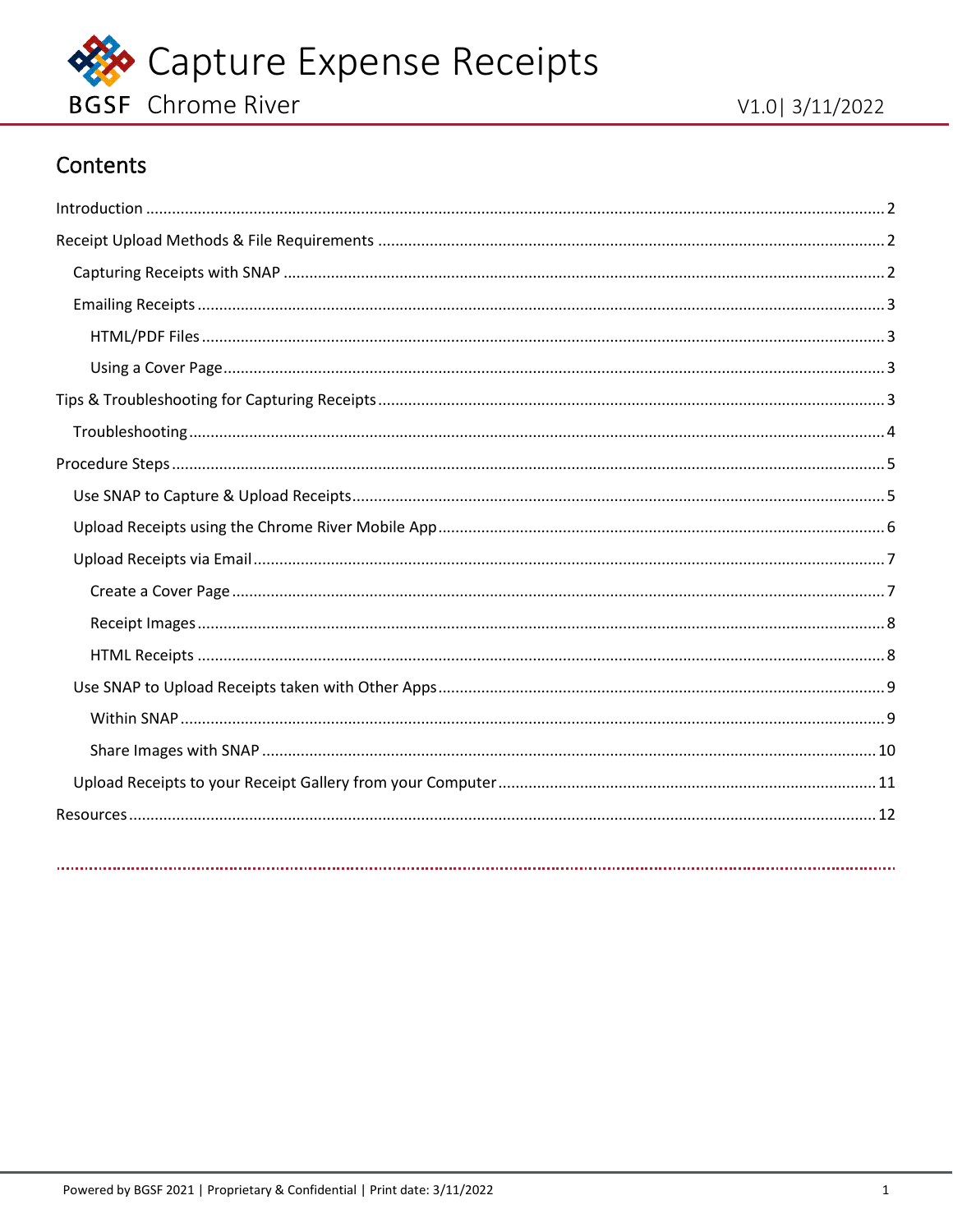# Capture Expense Receipts

BGSF Chrome River

V1.0| 3/11/2022

## Contents

- Introduction ........ 2
- Receipt Upload Methods & File Requirements ........ 2
  - Capturing Receipts with SNAP ........ 2
  - Emailing Receipts ........ 3
    - HTML/PDF Files ........ 3
    - Using a Cover Page ........ 3
- Tips & Troubleshooting for Capturing Receipts ........ 3
  - Troubleshooting ........ 4
- Procedure Steps ........ 5
  - Use SNAP to Capture & Upload Receipts ........ 5
  - Upload Receipts using the Chrome River Mobile App ........ 6
  - Upload Receipts via Email ........ 7
    - Create a Cover Page ........ 7
    - Receipt Images ........ 8
    - HTML Receipts ........ 8
  - Use SNAP to Upload Receipts taken with Other Apps ........ 9
    - Within SNAP ........ 9
    - Share Images with SNAP ........ 10
  - Upload Receipts to your Receipt Gallery from your Computer ........ 11
- Resources ........ 12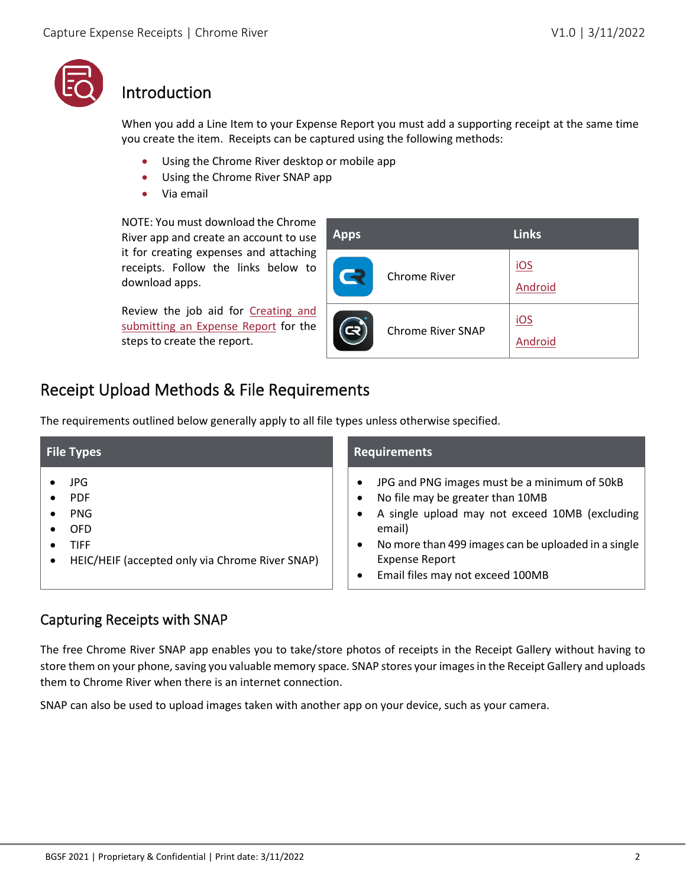# Introduction

When you add a Line Item to your Expense Report you must add a supporting receipt at the same time you create the item. Receipts can be captured using the following methods:

- Using the Chrome River desktop or mobile app
- Using the Chrome River SNAP app
- Via email

NOTE: You must download the Chrome River app and create an account to use it for creating expenses and attaching receipts. Follow the links below to download apps.

Review the job aid for Creating and submitting an Expense Report for the steps to create the report.

| Apps | Links |
|---|---|
| Chrome River | iOS<br>Android |
| Chrome River SNAP | iOS<br>Android |

# Receipt Upload Methods & File Requirements

The requirements outlined below generally apply to all file types unless otherwise specified.

| File Types | Requirements |
|---|---|
| • JPG<br>• PDF<br>• PNG<br>• OFD<br>• TIFF<br>• HEIC/HEIF (accepted only via Chrome River SNAP) | • JPG and PNG images must be a minimum of 50kB<br>• No file may be greater than 10MB<br>• A single upload may not exceed 10MB (excluding email)<br>• No more than 499 images can be uploaded in a single Expense Report<br>• Email files may not exceed 100MB |

## Capturing Receipts with SNAP

The free Chrome River SNAP app enables you to take/store photos of receipts in the Receipt Gallery without having to store them on your phone, saving you valuable memory space. SNAP stores your images in the Receipt Gallery and uploads them to Chrome River when there is an internet connection.

SNAP can also be used to upload images taken with another app on your device, such as your camera.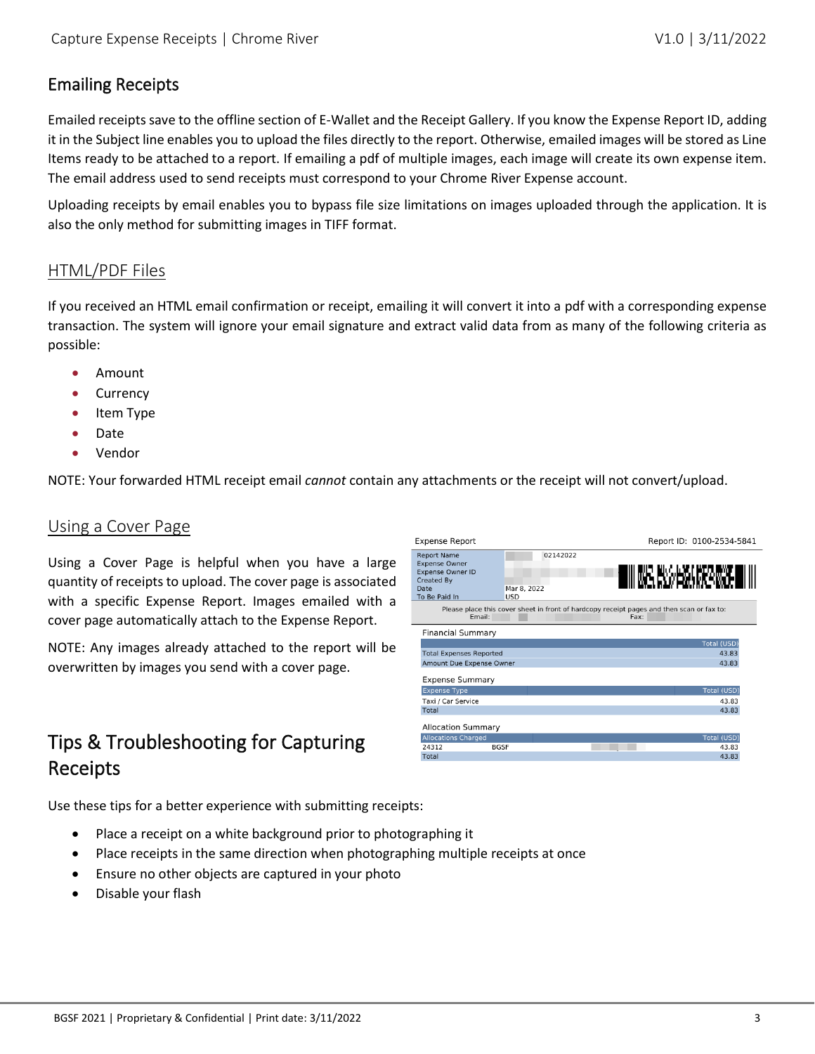## Emailing Receipts

Emailed receipts save to the offline section of E-Wallet and the Receipt Gallery. If you know the Expense Report ID, adding it in the Subject line enables you to upload the files directly to the report. Otherwise, emailed images will be stored as Line Items ready to be attached to a report. If emailing a pdf of multiple images, each image will create its own expense item. The email address used to send receipts must correspond to your Chrome River Expense account.

Uploading receipts by email enables you to bypass file size limitations on images uploaded through the application. It is also the only method for submitting images in TIFF format.

### HTML/PDF Files

If you received an HTML email confirmation or receipt, emailing it will convert it into a pdf with a corresponding expense transaction. The system will ignore your email signature and extract valid data from as many of the following criteria as possible:

- Amount
- Currency
- Item Type
- Date
- Vendor

NOTE: Your forwarded HTML receipt email *cannot* contain any attachments or the receipt will not convert/upload.

### Using a Cover Page

Using a Cover Page is helpful when you have a large quantity of receipts to upload. The cover page is associated with a specific Expense Report. Images emailed with a cover page automatically attach to the Expense Report.

NOTE: Any images already attached to the report will be overwritten by images you send with a cover page.

Expense Report — Report ID: 0100-2534-5841

| | |
|---|---|
| Report Name | 02142022 |
| Expense Owner | |
| Expense Owner ID | |
| Created By | |
| Date | Mar 8, 2022 |
| To Be Paid In | USD |

Please place this cover sheet in front of hardcopy receipt pages and then scan or fax to:
Email: Fax:

Financial Summary

| | Total (USD) |
|---|---|
| Total Expenses Reported | 43.83 |
| Amount Due Expense Owner | 43.83 |

Expense Summary

| Expense Type | Total (USD) |
|---|---|
| Taxi / Car Service | 43.83 |
| Total | 43.83 |

Allocation Summary

| Allocations Charged | | Total (USD) |
|---|---|---|
| 24312 | BGSF | 43.83 |
| Total | | 43.83 |

## Tips & Troubleshooting for Capturing Receipts

Use these tips for a better experience with submitting receipts:

- Place a receipt on a white background prior to photographing it
- Place receipts in the same direction when photographing multiple receipts at once
- Ensure no other objects are captured in your photo
- Disable your flash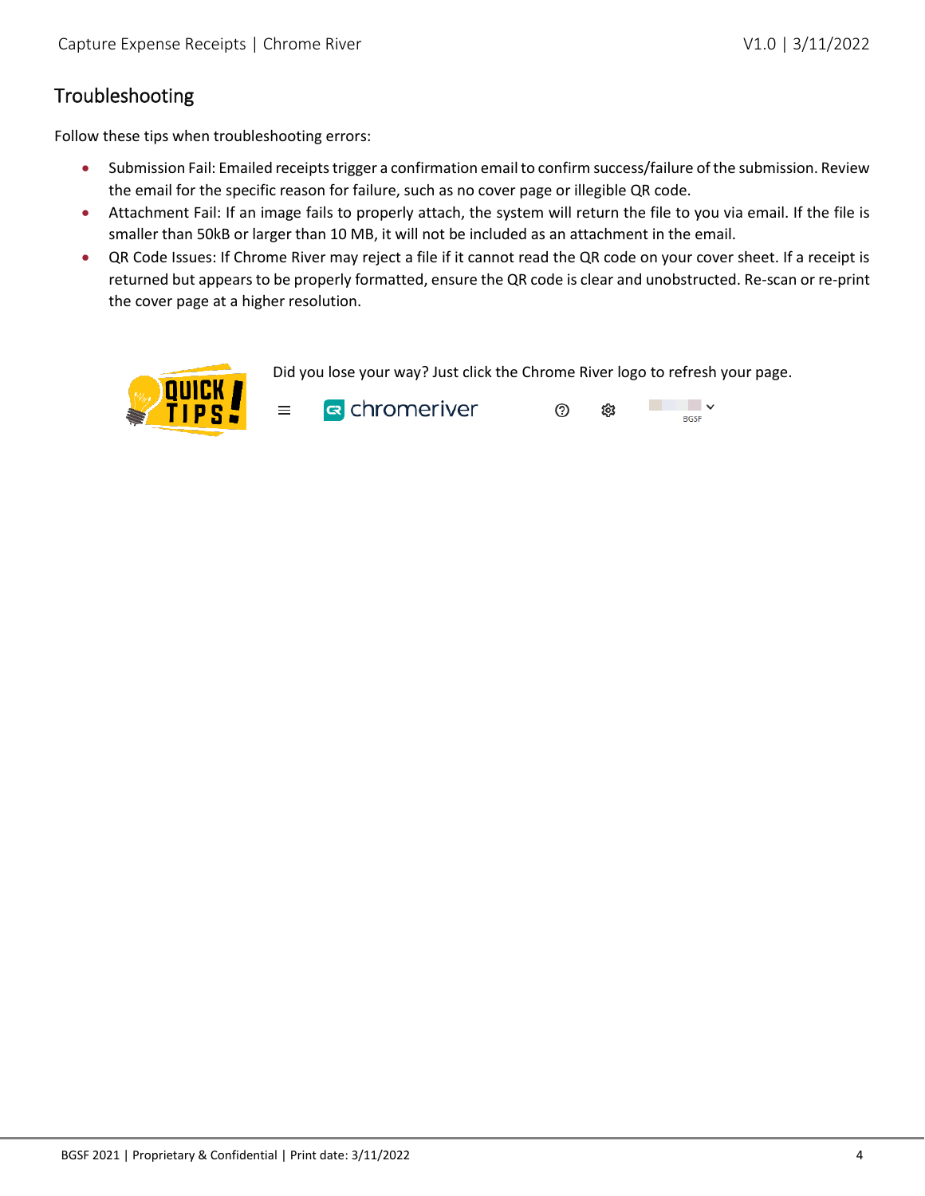## Troubleshooting

Follow these tips when troubleshooting errors:

- Submission Fail: Emailed receipts trigger a confirmation email to confirm success/failure of the submission. Review the email for the specific reason for failure, such as no cover page or illegible QR code.
- Attachment Fail: If an image fails to properly attach, the system will return the file to you via email. If the file is smaller than 50kB or larger than 10 MB, it will not be included as an attachment in the email.
- QR Code Issues: If Chrome River may reject a file if it cannot read the QR code on your cover sheet. If a receipt is returned but appears to be properly formatted, ensure the QR code is clear and unobstructed. Re-scan or re-print the cover page at a higher resolution.

QUICK TIPS!

Did you lose your way? Just click the Chrome River logo to refresh your page.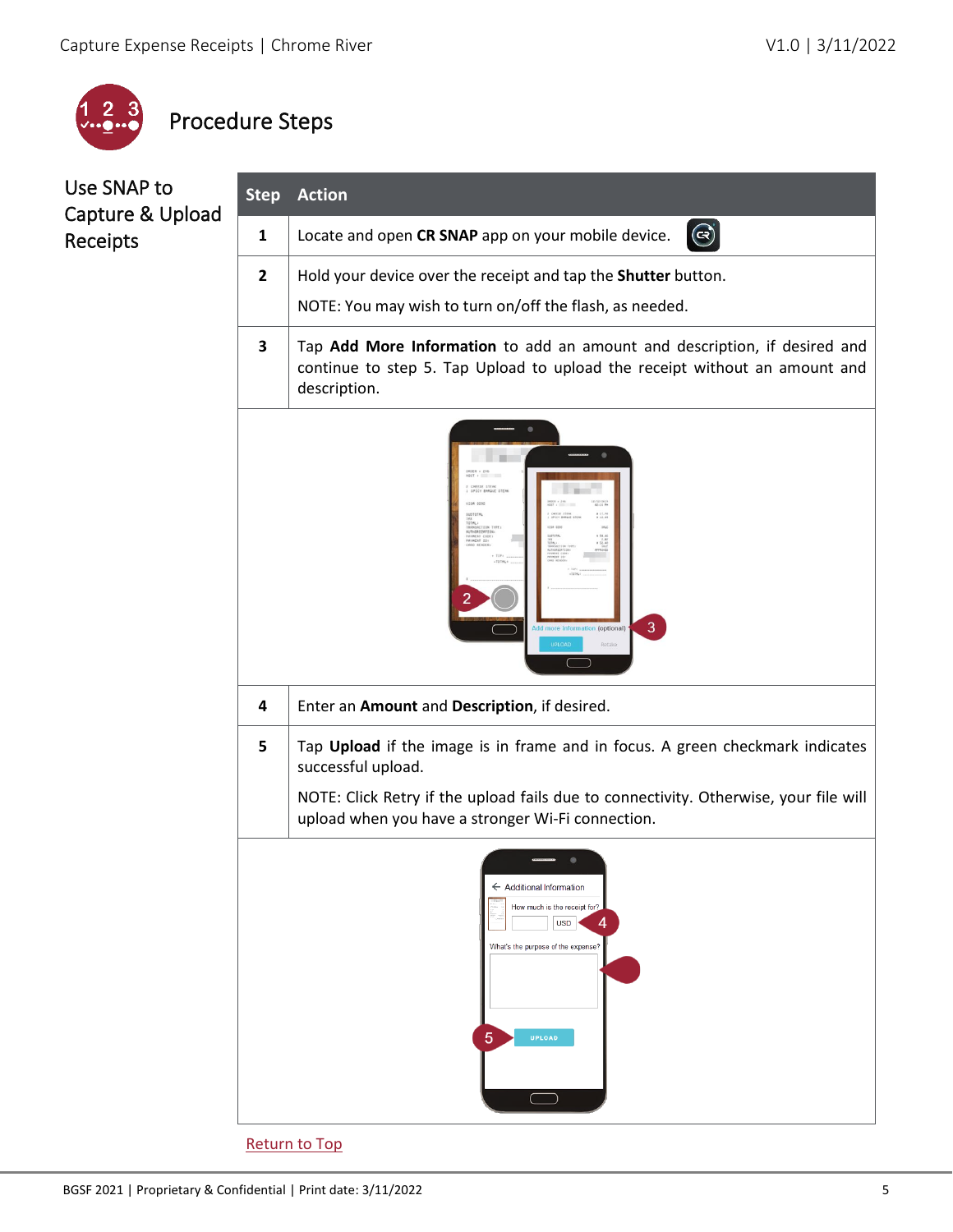## Procedure Steps

### Use SNAP to Capture & Upload Receipts

| Step | Action |
|---|---|
| 1 | Locate and open **CR SNAP** app on your mobile device. |
| 2 | Hold your device over the receipt and tap the **Shutter** button.<br><br>NOTE: You may wish to turn on/off the flash, as needed. |
| 3 | Tap **Add More Information** to add an amount and description, if desired and continue to step 5. Tap Upload to upload the receipt without an amount and description. |
| 4 | Enter an **Amount** and **Description**, if desired. |
| 5 | Tap **Upload** if the image is in frame and in focus. A green checkmark indicates successful upload.<br><br>NOTE: Click Retry if the upload fails due to connectivity. Otherwise, your file will upload when you have a stronger Wi-Fi connection. |

Return to Top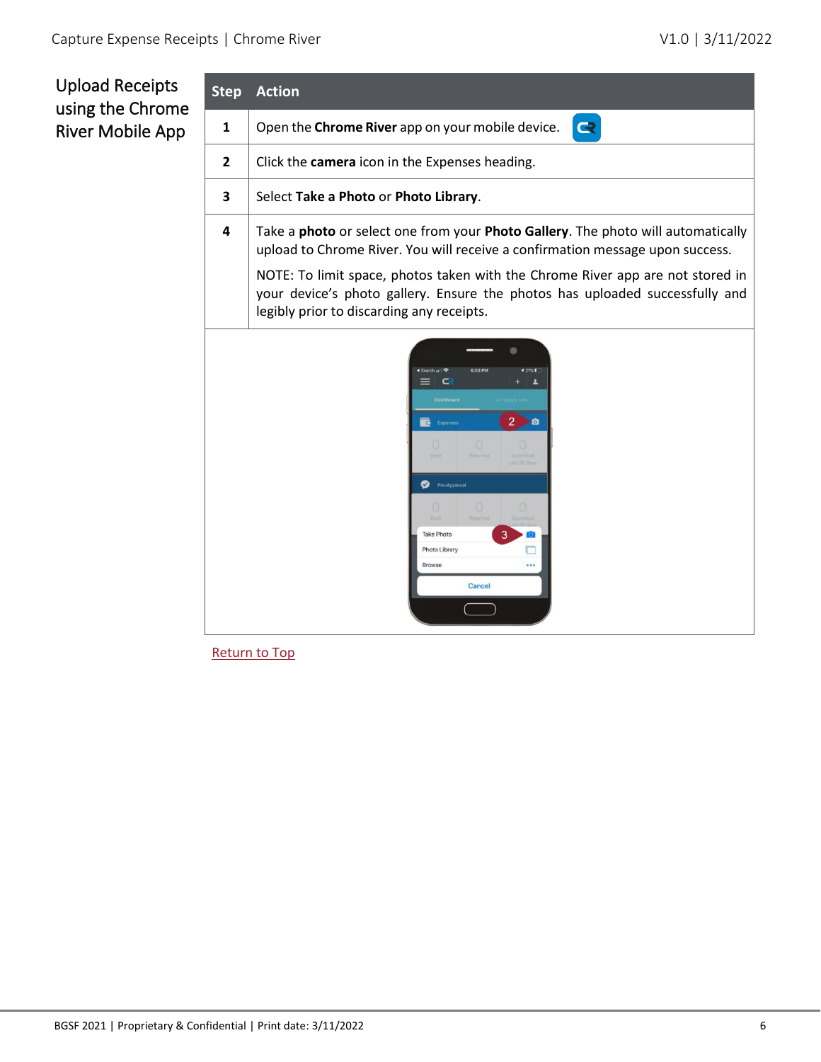## Upload Receipts using the Chrome River Mobile App

| Step | Action |
| --- | --- |
| 1 | Open the **Chrome River** app on your mobile device. |
| 2 | Click the **camera** icon in the Expenses heading. |
| 3 | Select **Take a Photo** or **Photo Library**. |
| 4 | Take a **photo** or select one from your **Photo Gallery**. The photo will automatically upload to Chrome River. You will receive a confirmation message upon success. NOTE: To limit space, photos taken with the Chrome River app are not stored in your device's photo gallery. Ensure the photos has uploaded successfully and legibly prior to discarding any receipts. |

Return to Top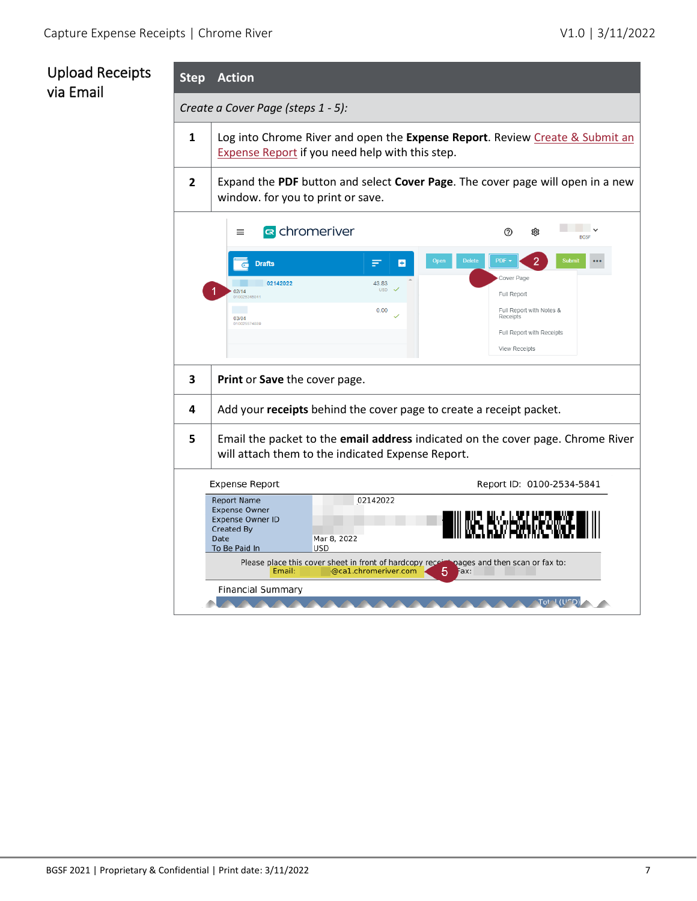## Upload Receipts via Email

| Step | Action |
|---|---|
| *Create a Cover Page (steps 1 - 5):* | |
| 1 | Log into Chrome River and open the **Expense Report**. Review Create & Submit an Expense Report if you need help with this step. |
| 2 | Expand the **PDF** button and select **Cover Page**. The cover page will open in a new window. for you to print or save. |
| 3 | **Print** or **Save** the cover page. |
| 4 | Add your **receipts** behind the cover page to create a receipt packet. |
| 5 | Email the packet to the **email address** indicated on the cover page. Chrome River will attach them to the indicated Expense Report. |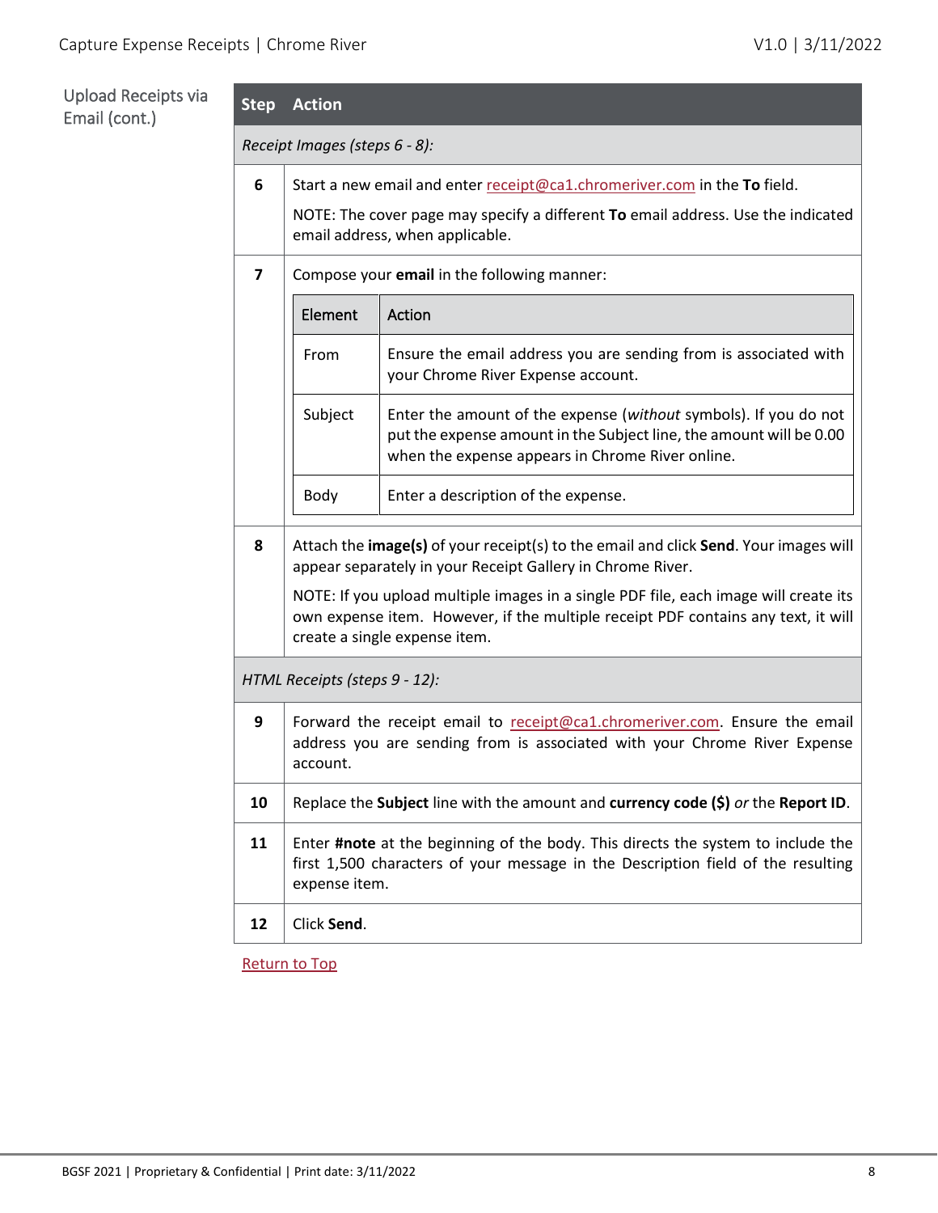## Upload Receipts via Email (cont.)

| Step | Action |
|---|---|
| *Receipt Images (steps 6 - 8):* | |
| **6** | Start a new email and enter receipt@ca1.chromeriver.com in the **To** field.<br><br>NOTE: The cover page may specify a different **To** email address. Use the indicated email address, when applicable. |
| **7** | Compose your **email** in the following manner:<br><br>**From**: Ensure the email address you are sending from is associated with your Chrome River Expense account.<br><br>**Subject**: Enter the amount of the expense (*without* symbols). If you do not put the expense amount in the Subject line, the amount will be 0.00 when the expense appears in Chrome River online.<br><br>**Body**: Enter a description of the expense. |
| **8** | Attach the **image(s)** of your receipt(s) to the email and click **Send**. Your images will appear separately in your Receipt Gallery in Chrome River.<br><br>NOTE: If you upload multiple images in a single PDF file, each image will create its own expense item. However, if the multiple receipt PDF contains any text, it will create a single expense item. |
| *HTML Receipts (steps 9 - 12):* | |
| **9** | Forward the receipt email to receipt@ca1.chromeriver.com. Ensure the email address you are sending from is associated with your Chrome River Expense account. |
| **10** | Replace the **Subject** line with the amount and **currency code ($)** *or* the **Report ID**. |
| **11** | Enter **#note** at the beginning of the body. This directs the system to include the first 1,500 characters of your message in the Description field of the resulting expense item. |
| **12** | Click **Send**. |

Return to Top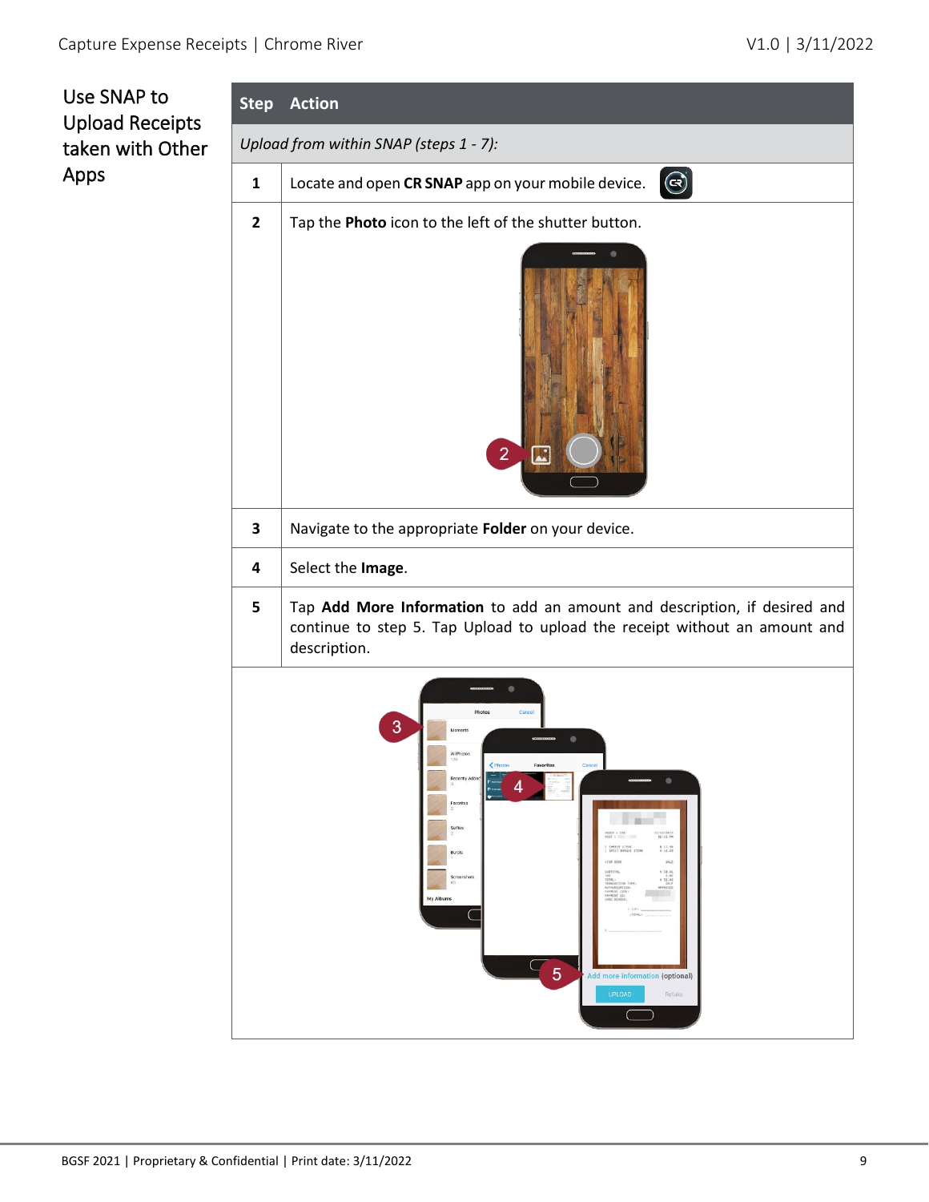## Use SNAP to Upload Receipts taken with Other Apps

| Step | Action |
| --- | --- |
| *Upload from within SNAP (steps 1 - 7):* | |
| 1 | Locate and open **CR SNAP** app on your mobile device. |
| 2 | Tap the **Photo** icon to the left of the shutter button. |
| 3 | Navigate to the appropriate **Folder** on your device. |
| 4 | Select the **Image**. |
| 5 | Tap **Add More Information** to add an amount and description, if desired and continue to step 5. Tap Upload to upload the receipt without an amount and description. |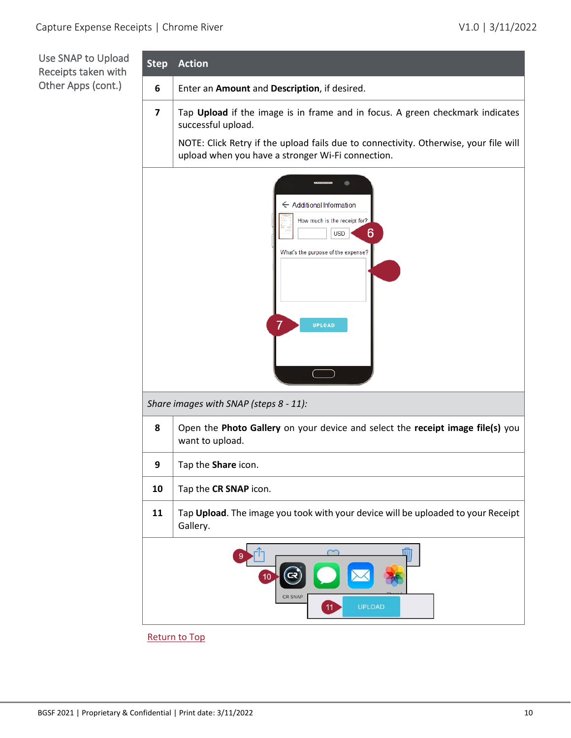Use SNAP to Upload Receipts taken with Other Apps (cont.)

| Step | Action |
| --- | --- |
| 6 | Enter an **Amount** and **Description**, if desired. |
| 7 | Tap **Upload** if the image is in frame and in focus. A green checkmark indicates successful upload.<br><br>NOTE: Click Retry if the upload fails due to connectivity. Otherwise, your file will upload when you have a stronger Wi-Fi connection. |
| *Share images with SNAP (steps 8 - 11):* | |
| 8 | Open the **Photo Gallery** on your device and select the **receipt image file(s)** you want to upload. |
| 9 | Tap the **Share** icon. |
| 10 | Tap the **CR SNAP** icon. |
| 11 | Tap **Upload**. The image you took with your device will be uploaded to your Receipt Gallery. |

Return to Top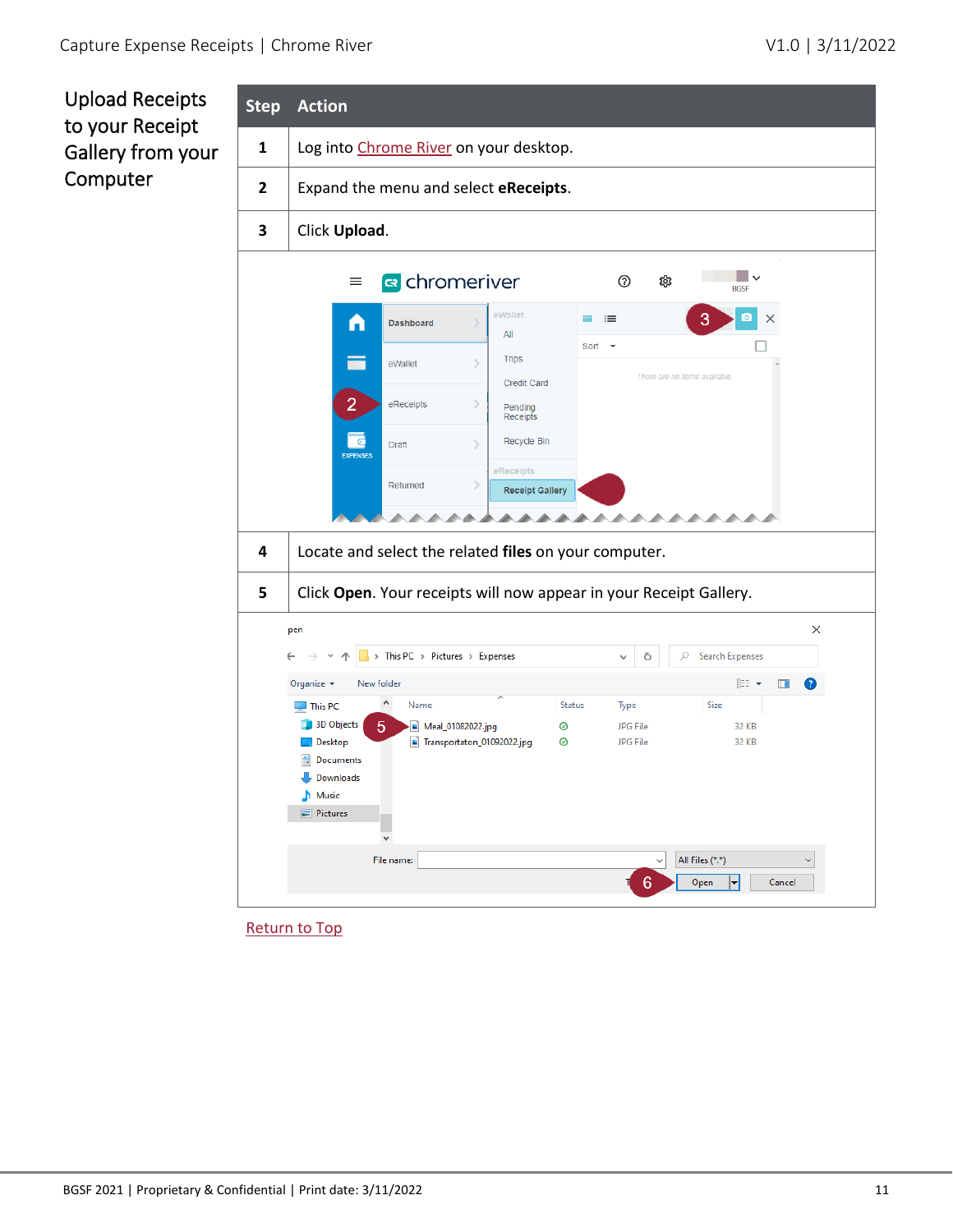## Upload Receipts to your Receipt Gallery from your Computer

| Step | Action |
|---|---|
| 1 | Log into Chrome River on your desktop. |
| 2 | Expand the menu and select **eReceipts**. |
| 3 | Click **Upload**. |
| 4 | Locate and select the related **files** on your computer. |
| 5 | Click **Open**. Your receipts will now appear in your Receipt Gallery. |

Return to Top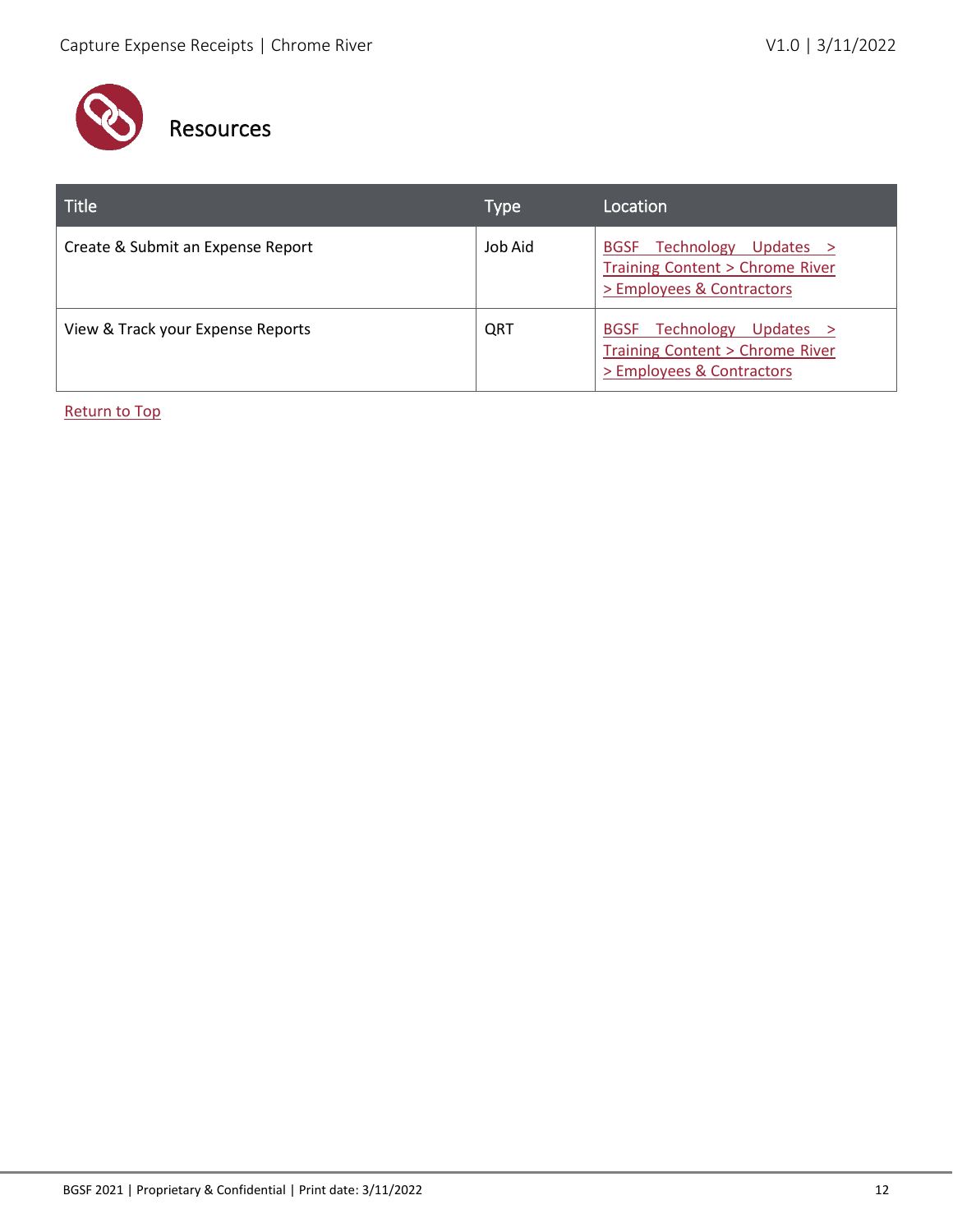## Resources

| Title | Type | Location |
|---|---|---|
| Create & Submit an Expense Report | Job Aid | BGSF Technology Updates > Training Content > Chrome River > Employees & Contractors |
| View & Track your Expense Reports | QRT | BGSF Technology Updates > Training Content > Chrome River > Employees & Contractors |

Return to Top